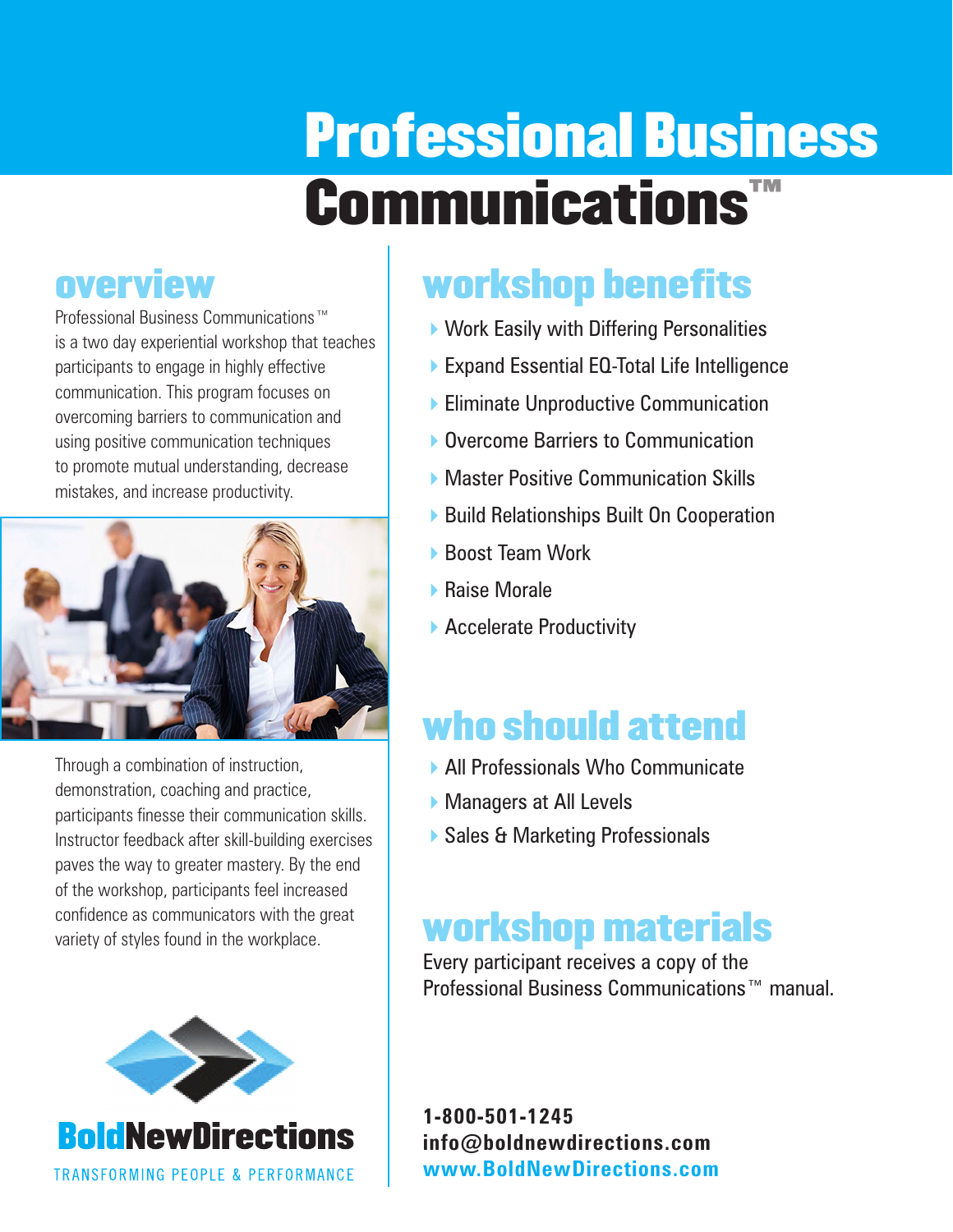# Professional Business Communications™

## overview

Professional Business Communications™ is a two day experiential workshop that teaches participants to engage in highly effective communication. This program focuses on overcoming barriers to communication and using positive communication techniques to promote mutual understanding, decrease mistakes, and increase productivity.

Through a combination of instruction, demonstration, coaching and practice, participants finesse their communication skills. Instructor feedback after skill-building exercises paves the way to greater mastery. By the end of the workshop, participants feel increased confidence as communicators with the great variety of styles found in the workplace.

**BoldNewDirections**

TRANSFORMING PEOPLE & PERFORMANCE

## workshop benefits

- Work Easily with Differing Personalities
- Expand Essential EQ-Total Life Intelligence
- Eliminate Unproductive Communication
- Overcome Barriers to Communication
- Master Positive Communication Skills
- Build Relationships Built On Cooperation
- Boost Team Work
- Raise Morale
- Accelerate Productivity

## who should attend

- All Professionals Who Communicate
- Managers at All Levels
- Sales & Marketing Professionals

## workshop materials

Every participant receives a copy of the Professional Business Communications™ manual.

**1-800-501-1245**
**info@boldnewdirections.com**
**www.BoldNewDirections.com**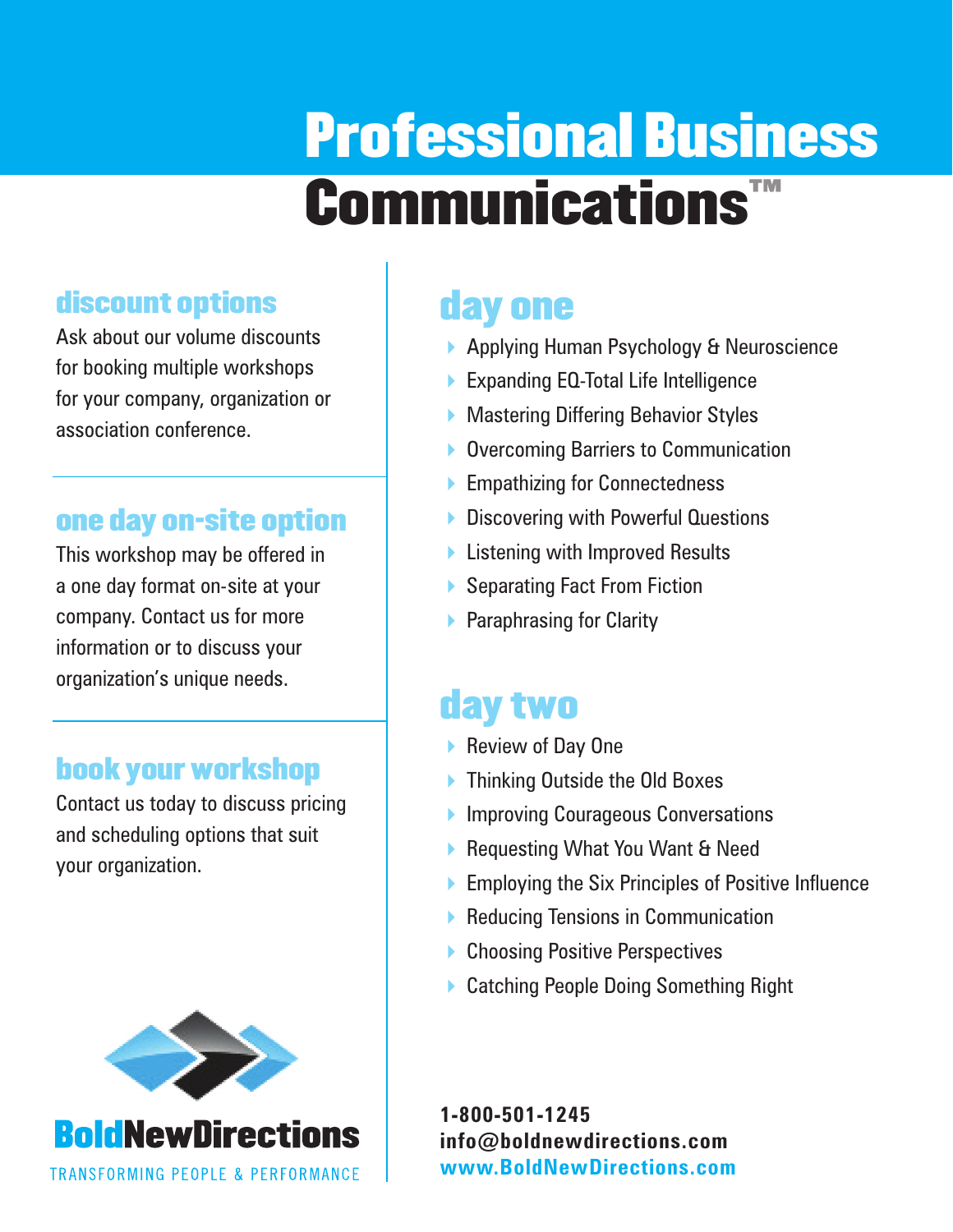# Professional Business Communications™

## discount options

Ask about our volume discounts for booking multiple workshops for your company, organization or association conference.

## one day on-site option

This workshop may be offered in a one day format on-site at your company. Contact us for more information or to discuss your organization's unique needs.

## book your workshop

Contact us today to discuss pricing and scheduling options that suit your organization.

**BoldNewDirections**

TRANSFORMING PEOPLE & PERFORMANCE

## day one

- Applying Human Psychology & Neuroscience
- Expanding EQ-Total Life Intelligence
- Mastering Differing Behavior Styles
- Overcoming Barriers to Communication
- Empathizing for Connectedness
- Discovering with Powerful Questions
- Listening with Improved Results
- Separating Fact From Fiction
- Paraphrasing for Clarity

## day two

- Review of Day One
- Thinking Outside the Old Boxes
- Improving Courageous Conversations
- Requesting What You Want & Need
- Employing the Six Principles of Positive Influence
- Reducing Tensions in Communication
- Choosing Positive Perspectives
- Catching People Doing Something Right

**1-800-501-1245**
**info@boldnewdirections.com**
**www.BoldNewDirections.com**